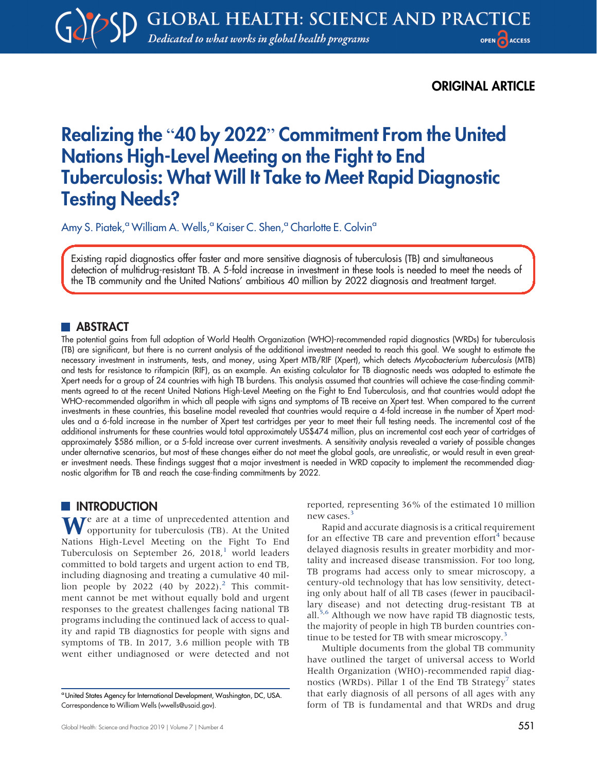ORIGINAL ARTICLE

# Realizing the "40 by 2022" Commitment From the United Nations High-Level Meeting on the Fight to End Tuberculosis: What Will It Take to Meet Rapid Diagnostic Testing Needs?

Amy S. Piatek,[a] William A. Wells,[a] Kaiser C. Shen,[a] Charlotte E. Colvin[a]

Existing rapid diagnostics offer faster and more sensitive diagnosis of tuberculosis (TB) and simultaneous detection of multidrug-resistant TB. A 5-fold increase in investment in these tools is needed to meet the needs of the TB community and the United Nations' ambitious 40 million by 2022 diagnosis and treatment target.

## ABSTRACT

The potential gains from full adoption of World Health Organization (WHO)-recommended rapid diagnostics (WRDs) for tuberculosis (TB) are significant, but there is no current analysis of the additional investment needed to reach this goal. We sought to estimate the necessary investment in instruments, tests, and money, using Xpert MTB/RIF (Xpert), which detects *Mycobacterium tuberculosis* (MTB) and tests for resistance to rifampicin (RIF), as an example. An existing calculator for TB diagnostic needs was adapted to estimate the Xpert needs for a group of 24 countries with high TB burdens. This analysis assumed that countries will achieve the case-finding commitments agreed to at the recent United Nations High-Level Meeting on the Fight to End Tuberculosis, and that countries would adopt the WHO-recommended algorithm in which all people with signs and symptoms of TB receive an Xpert test. When compared to the current investments in these countries, this baseline model revealed that countries would require a 4-fold increase in the number of Xpert modules and a 6-fold increase in the number of Xpert test cartridges per year to meet their full testing needs. The incremental cost of the additional instruments for these countries would total approximately US$474 million, plus an incremental cost each year of cartridges of approximately $586 million, or a 5-fold increase over current investments. A sensitivity analysis revealed a variety of possible changes under alternative scenarios, but most of these changes either do not meet the global goals, are unrealistic, or would result in even greater investment needs. These findings suggest that a major investment is needed in WRD capacity to implement the recommended diagnostic algorithm for TB and reach the case-finding commitments by 2022.

## INTRODUCTION

We are at a time of unprecedented attention and opportunity for tuberculosis (TB). At the United Nations High-Level Meeting on the Fight To End Tuberculosis on September 26, 2018,[1] world leaders committed to bold targets and urgent action to end TB, including diagnosing and treating a cumulative 40 million people by 2022 (40 by 2022).[2] This commitment cannot be met without equally bold and urgent responses to the greatest challenges facing national TB programs including the continued lack of access to quality and rapid TB diagnostics for people with signs and symptoms of TB. In 2017, 3.6 million people with TB went either undiagnosed or were detected and not reported, representing 36% of the estimated 10 million new cases.[3]

Rapid and accurate diagnosis is a critical requirement for an effective TB care and prevention effort[4] because delayed diagnosis results in greater morbidity and mortality and increased disease transmission. For too long, TB programs had access only to smear microscopy, a century-old technology that has low sensitivity, detecting only about half of all TB cases (fewer in paucibacillary disease) and not detecting drug-resistant TB at all.[5,6] Although we now have rapid TB diagnostic tests, the majority of people in high TB burden countries continue to be tested for TB with smear microscopy.[3]

Multiple documents from the global TB community have outlined the target of universal access to World Health Organization (WHO)-recommended rapid diagnostics (WRDs). Pillar 1 of the End TB Strategy[7] states that early diagnosis of all persons of all ages with any form of TB is fundamental and that WRDs and drug

[a] United States Agency for International Development, Washington, DC, USA. Correspondence to William Wells (wwells@usaid.gov).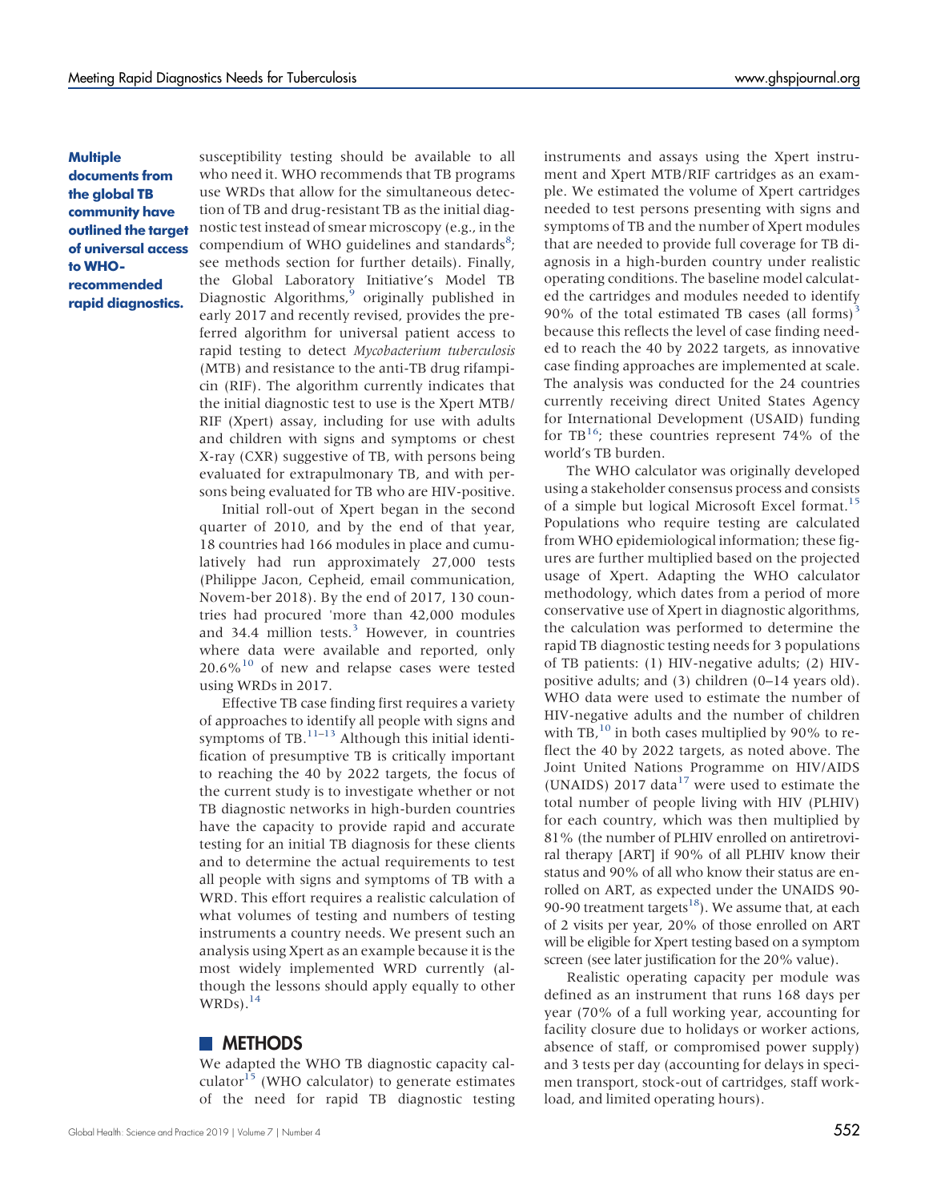**Multiple documents from the global TB community have outlined the target of universal access to WHO-recommended rapid diagnostics.**

susceptibility testing should be available to all who need it. WHO recommends that TB programs use WRDs that allow for the simultaneous detection of TB and drug-resistant TB as the initial diagnostic test instead of smear microscopy (e.g., in the compendium of WHO guidelines and standards[8]; see methods section for further details). Finally, the Global Laboratory Initiative's Model TB Diagnostic Algorithms,[9] originally published in early 2017 and recently revised, provides the preferred algorithm for universal patient access to rapid testing to detect *Mycobacterium tuberculosis* (MTB) and resistance to the anti-TB drug rifampicin (RIF). The algorithm currently indicates that the initial diagnostic test to use is the Xpert MTB/RIF (Xpert) assay, including for use with adults and children with signs and symptoms or chest X-ray (CXR) suggestive of TB, with persons being evaluated for extrapulmonary TB, and with persons being evaluated for TB who are HIV-positive.

Initial roll-out of Xpert began in the second quarter of 2010, and by the end of that year, 18 countries had 166 modules in place and cumulatively had run approximately 27,000 tests (Philippe Jacon, Cepheid, email communication, Novem-ber 2018). By the end of 2017, 130 countries had procured 'more than 42,000 modules and 34.4 million tests.[3] However, in countries where data were available and reported, only 20.6%[10] of new and relapse cases were tested using WRDs in 2017.

Effective TB case finding first requires a variety of approaches to identify all people with signs and symptoms of TB.[11–13] Although this initial identification of presumptive TB is critically important to reaching the 40 by 2022 targets, the focus of the current study is to investigate whether or not TB diagnostic networks in high-burden countries have the capacity to provide rapid and accurate testing for an initial TB diagnosis for these clients and to determine the actual requirements to test all people with signs and symptoms of TB with a WRD. This effort requires a realistic calculation of what volumes of testing and numbers of testing instruments a country needs. We present such an analysis using Xpert as an example because it is the most widely implemented WRD currently (although the lessons should apply equally to other WRDs).[14]

## METHODS

We adapted the WHO TB diagnostic capacity calculator[15] (WHO calculator) to generate estimates of the need for rapid TB diagnostic testing instruments and assays using the Xpert instrument and Xpert MTB/RIF cartridges as an example. We estimated the volume of Xpert cartridges needed to test persons presenting with signs and symptoms of TB and the number of Xpert modules that are needed to provide full coverage for TB diagnosis in a high-burden country under realistic operating conditions. The baseline model calculated the cartridges and modules needed to identify 90% of the total estimated TB cases (all forms)[3] because this reflects the level of case finding needed to reach the 40 by 2022 targets, as innovative case finding approaches are implemented at scale. The analysis was conducted for the 24 countries currently receiving direct United States Agency for International Development (USAID) funding for TB[16]; these countries represent 74% of the world's TB burden.

The WHO calculator was originally developed using a stakeholder consensus process and consists of a simple but logical Microsoft Excel format.[15] Populations who require testing are calculated from WHO epidemiological information; these figures are further multiplied based on the projected usage of Xpert. Adapting the WHO calculator methodology, which dates from a period of more conservative use of Xpert in diagnostic algorithms, the calculation was performed to determine the rapid TB diagnostic testing needs for 3 populations of TB patients: (1) HIV-negative adults; (2) HIV-positive adults; and (3) children (0–14 years old). WHO data were used to estimate the number of HIV-negative adults and the number of children with TB,[10] in both cases multiplied by 90% to reflect the 40 by 2022 targets, as noted above. The Joint United Nations Programme on HIV/AIDS (UNAIDS) 2017 data[17] were used to estimate the total number of people living with HIV (PLHIV) for each country, which was then multiplied by 81% (the number of PLHIV enrolled on antiretroviral therapy [ART] if 90% of all PLHIV know their status and 90% of all who know their status are enrolled on ART, as expected under the UNAIDS 90-90-90 treatment targets[18]). We assume that, at each of 2 visits per year, 20% of those enrolled on ART will be eligible for Xpert testing based on a symptom screen (see later justification for the 20% value).

Realistic operating capacity per module was defined as an instrument that runs 168 days per year (70% of a full working year, accounting for facility closure due to holidays or worker actions, absence of staff, or compromised power supply) and 3 tests per day (accounting for delays in specimen transport, stock-out of cartridges, staff workload, and limited operating hours).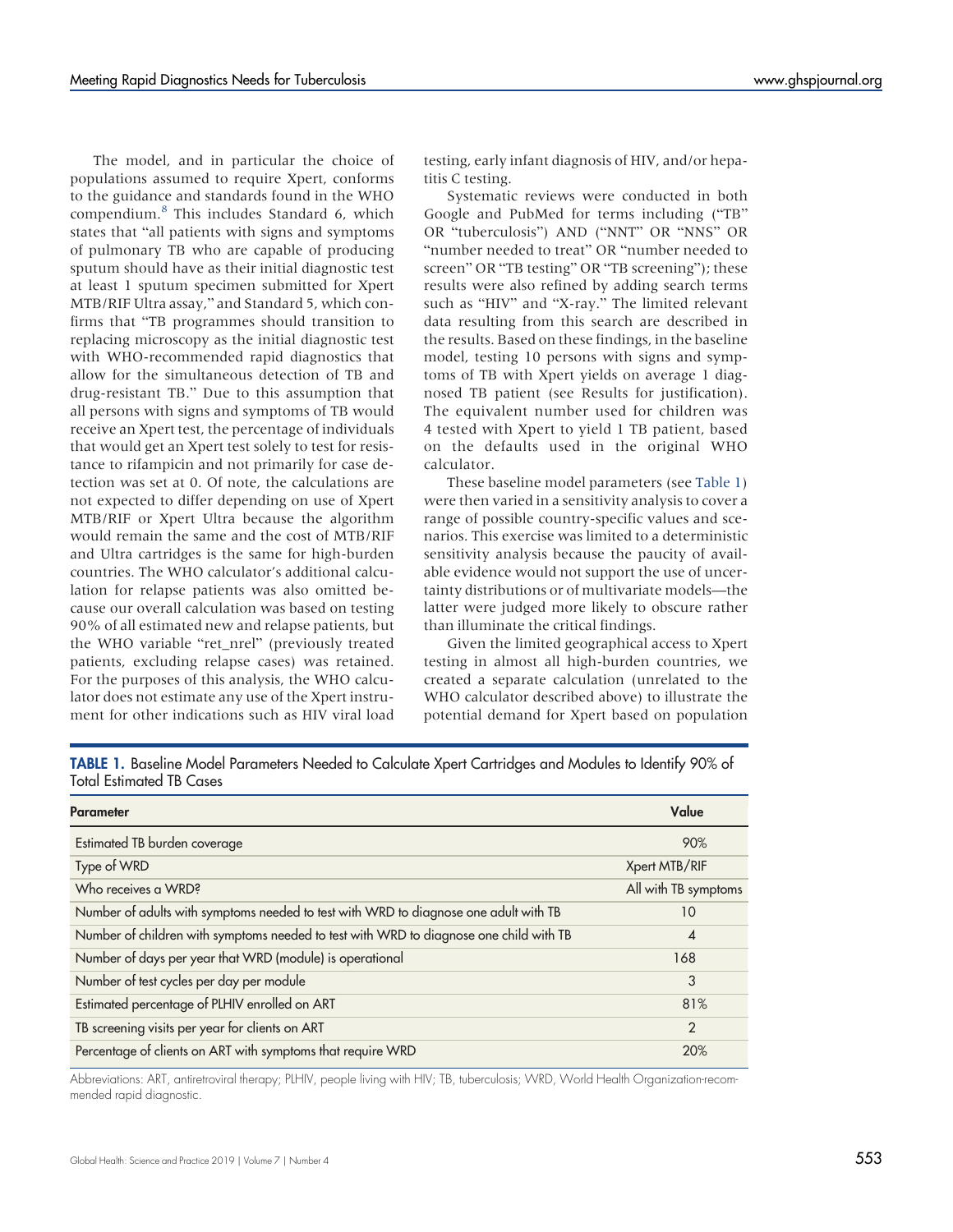The model, and in particular the choice of populations assumed to require Xpert, conforms to the guidance and standards found in the WHO compendium.[8] This includes Standard 6, which states that "all patients with signs and symptoms of pulmonary TB who are capable of producing sputum should have as their initial diagnostic test at least 1 sputum specimen submitted for Xpert MTB/RIF Ultra assay," and Standard 5, which confirms that "TB programmes should transition to replacing microscopy as the initial diagnostic test with WHO-recommended rapid diagnostics that allow for the simultaneous detection of TB and drug-resistant TB." Due to this assumption that all persons with signs and symptoms of TB would receive an Xpert test, the percentage of individuals that would get an Xpert test solely to test for resistance to rifampicin and not primarily for case detection was set at 0. Of note, the calculations are not expected to differ depending on use of Xpert MTB/RIF or Xpert Ultra because the algorithm would remain the same and the cost of MTB/RIF and Ultra cartridges is the same for high-burden countries. The WHO calculator's additional calculation for relapse patients was also omitted because our overall calculation was based on testing 90% of all estimated new and relapse patients, but the WHO variable "ret_nrel" (previously treated patients, excluding relapse cases) was retained. For the purposes of this analysis, the WHO calculator does not estimate any use of the Xpert instrument for other indications such as HIV viral load testing, early infant diagnosis of HIV, and/or hepatitis C testing.

Systematic reviews were conducted in both Google and PubMed for terms including ("TB" OR "tuberculosis") AND ("NNT" OR "NNS" OR "number needed to treat" OR "number needed to screen" OR "TB testing" OR "TB screening"); these results were also refined by adding search terms such as "HIV" and "X-ray." The limited relevant data resulting from this search are described in the results. Based on these findings, in the baseline model, testing 10 persons with signs and symptoms of TB with Xpert yields on average 1 diagnosed TB patient (see Results for justification). The equivalent number used for children was 4 tested with Xpert to yield 1 TB patient, based on the defaults used in the original WHO calculator.

These baseline model parameters (see Table 1) were then varied in a sensitivity analysis to cover a range of possible country-specific values and scenarios. This exercise was limited to a deterministic sensitivity analysis because the paucity of available evidence would not support the use of uncertainty distributions or of multivariate models—the latter were judged more likely to obscure rather than illuminate the critical findings.

Given the limited geographical access to Xpert testing in almost all high-burden countries, we created a separate calculation (unrelated to the WHO calculator described above) to illustrate the potential demand for Xpert based on population

**TABLE 1.** Baseline Model Parameters Needed to Calculate Xpert Cartridges and Modules to Identify 90% of Total Estimated TB Cases

| Parameter | Value |
|---|---|
| Estimated TB burden coverage | 90% |
| Type of WRD | Xpert MTB/RIF |
| Who receives a WRD? | All with TB symptoms |
| Number of adults with symptoms needed to test with WRD to diagnose one adult with TB | 10 |
| Number of children with symptoms needed to test with WRD to diagnose one child with TB | 4 |
| Number of days per year that WRD (module) is operational | 168 |
| Number of test cycles per day per module | 3 |
| Estimated percentage of PLHIV enrolled on ART | 81% |
| TB screening visits per year for clients on ART | 2 |
| Percentage of clients on ART with symptoms that require WRD | 20% |

Abbreviations: ART, antiretroviral therapy; PLHIV, people living with HIV; TB, tuberculosis; WRD, World Health Organization-recommended rapid diagnostic.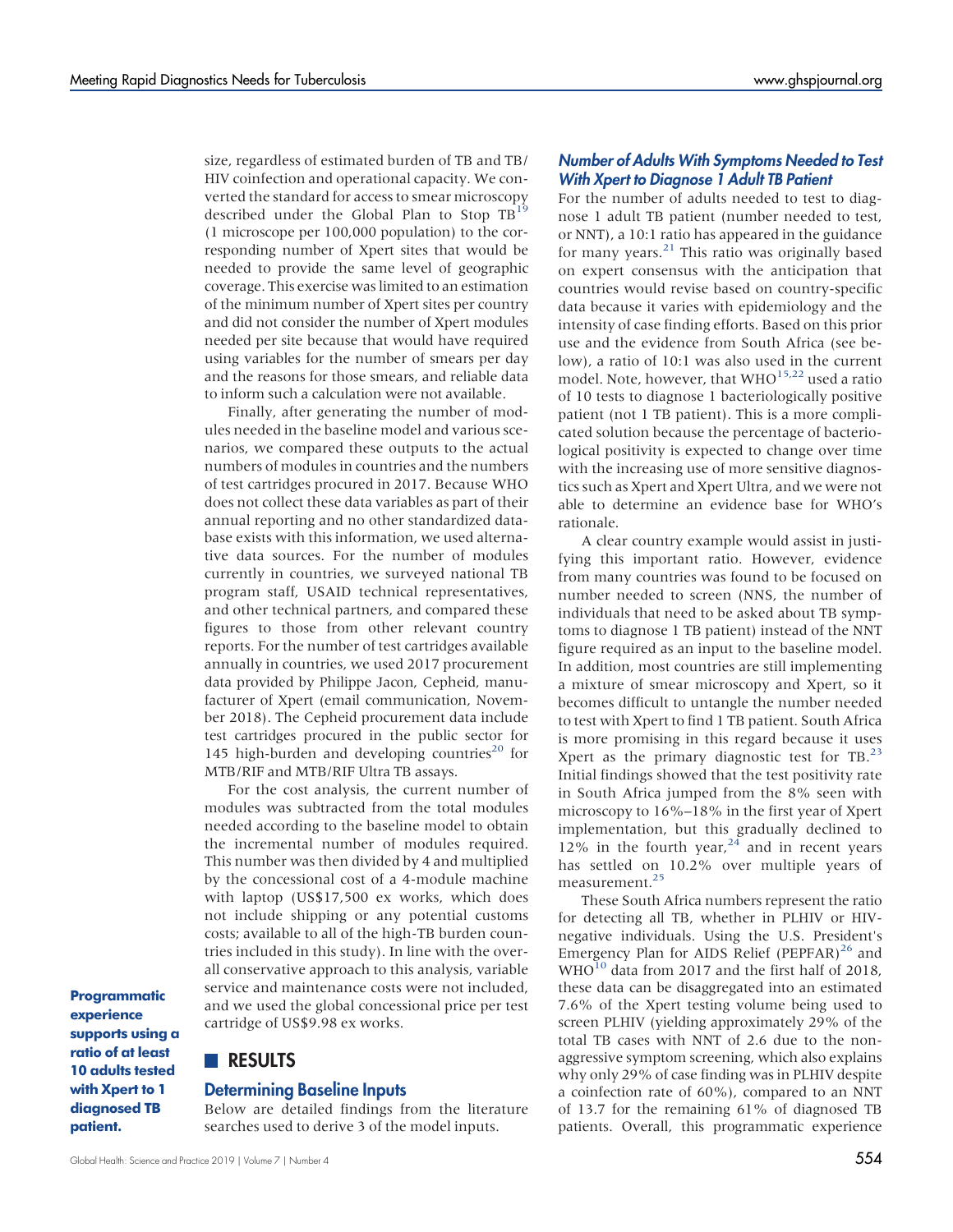size, regardless of estimated burden of TB and TB/HIV coinfection and operational capacity. We converted the standard for access to smear microscopy described under the Global Plan to Stop TB[19] (1 microscope per 100,000 population) to the corresponding number of Xpert sites that would be needed to provide the same level of geographic coverage. This exercise was limited to an estimation of the minimum number of Xpert sites per country and did not consider the number of Xpert modules needed per site because that would have required using variables for the number of smears per day and the reasons for those smears, and reliable data to inform such a calculation were not available.

Finally, after generating the number of modules needed in the baseline model and various scenarios, we compared these outputs to the actual numbers of modules in countries and the numbers of test cartridges procured in 2017. Because WHO does not collect these data variables as part of their annual reporting and no other standardized database exists with this information, we used alternative data sources. For the number of modules currently in countries, we surveyed national TB program staff, USAID technical representatives, and other technical partners, and compared these figures to those from other relevant country reports. For the number of test cartridges available annually in countries, we used 2017 procurement data provided by Philippe Jacon, Cepheid, manufacturer of Xpert (email communication, November 2018). The Cepheid procurement data include test cartridges procured in the public sector for 145 high-burden and developing countries[20] for MTB/RIF and MTB/RIF Ultra TB assays.

For the cost analysis, the current number of modules was subtracted from the total modules needed according to the baseline model to obtain the incremental number of modules required. This number was then divided by 4 and multiplied by the concessional cost of a 4-module machine with laptop (US$17,500 ex works, which does not include shipping or any potential customs costs; available to all of the high-TB burden countries included in this study). In line with the overall conservative approach to this analysis, variable service and maintenance costs were not included, and we used the global concessional price per test cartridge of US$9.98 ex works.

## RESULTS

### Determining Baseline Inputs

Below are detailed findings from the literature searches used to derive 3 of the model inputs.

#### *Number of Adults With Symptoms Needed to Test With Xpert to Diagnose 1 Adult TB Patient*

For the number of adults needed to test to diagnose 1 adult TB patient (number needed to test, or NNT), a 10:1 ratio has appeared in the guidance for many years.[21] This ratio was originally based on expert consensus with the anticipation that countries would revise based on country-specific data because it varies with epidemiology and the intensity of case finding efforts. Based on this prior use and the evidence from South Africa (see below), a ratio of 10:1 was also used in the current model. Note, however, that WHO[15,22] used a ratio of 10 tests to diagnose 1 bacteriologically positive patient (not 1 TB patient). This is a more complicated solution because the percentage of bacteriological positivity is expected to change over time with the increasing use of more sensitive diagnostics such as Xpert and Xpert Ultra, and we were not able to determine an evidence base for WHO's rationale.

**Programmatic experience supports using a ratio of at least 10 adults tested with Xpert to 1 diagnosed TB patient.**

A clear country example would assist in justifying this important ratio. However, evidence from many countries was found to be focused on number needed to screen (NNS, the number of individuals that need to be asked about TB symptoms to diagnose 1 TB patient) instead of the NNT figure required as an input to the baseline model. In addition, most countries are still implementing a mixture of smear microscopy and Xpert, so it becomes difficult to untangle the number needed to test with Xpert to find 1 TB patient. South Africa is more promising in this regard because it uses Xpert as the primary diagnostic test for TB.[23] Initial findings showed that the test positivity rate in South Africa jumped from the 8% seen with microscopy to 16%–18% in the first year of Xpert implementation, but this gradually declined to 12% in the fourth year,[24] and in recent years has settled on 10.2% over multiple years of measurement.[25]

These South Africa numbers represent the ratio for detecting all TB, whether in PLHIV or HIV-negative individuals. Using the U.S. President's Emergency Plan for AIDS Relief (PEPFAR)[26] and WHO[10] data from 2017 and the first half of 2018, these data can be disaggregated into an estimated 7.6% of the Xpert testing volume being used to screen PLHIV (yielding approximately 29% of the total TB cases with NNT of 2.6 due to the non-aggressive symptom screening, which also explains why only 29% of case finding was in PLHIV despite a coinfection rate of 60%), compared to an NNT of 13.7 for the remaining 61% of diagnosed TB patients. Overall, this programmatic experience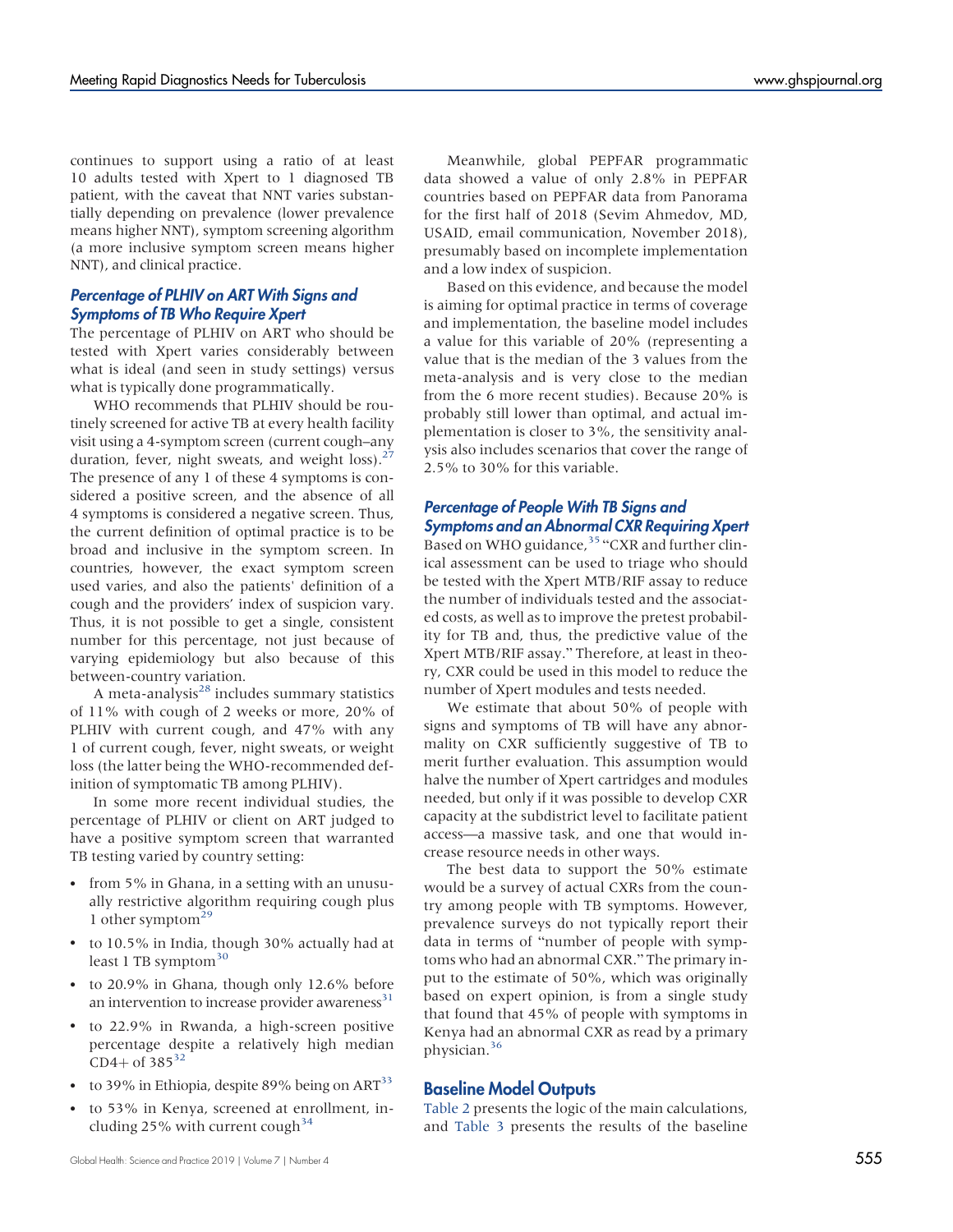continues to support using a ratio of at least 10 adults tested with Xpert to 1 diagnosed TB patient, with the caveat that NNT varies substantially depending on prevalence (lower prevalence means higher NNT), symptom screening algorithm (a more inclusive symptom screen means higher NNT), and clinical practice.

### Percentage of PLHIV on ART With Signs and Symptoms of TB Who Require Xpert

The percentage of PLHIV on ART who should be tested with Xpert varies considerably between what is ideal (and seen in study settings) versus what is typically done programmatically.

WHO recommends that PLHIV should be routinely screened for active TB at every health facility visit using a 4-symptom screen (current cough–any duration, fever, night sweats, and weight loss).[27] The presence of any 1 of these 4 symptoms is considered a positive screen, and the absence of all 4 symptoms is considered a negative screen. Thus, the current definition of optimal practice is to be broad and inclusive in the symptom screen. In countries, however, the exact symptom screen used varies, and also the patients' definition of a cough and the providers' index of suspicion vary. Thus, it is not possible to get a single, consistent number for this percentage, not just because of varying epidemiology but also because of this between-country variation.

A meta-analysis[28] includes summary statistics of 11% with cough of 2 weeks or more, 20% of PLHIV with current cough, and 47% with any 1 of current cough, fever, night sweats, or weight loss (the latter being the WHO-recommended definition of symptomatic TB among PLHIV).

In some more recent individual studies, the percentage of PLHIV or client on ART judged to have a positive symptom screen that warranted TB testing varied by country setting:

- from 5% in Ghana, in a setting with an unusually restrictive algorithm requiring cough plus 1 other symptom[29]
- to 10.5% in India, though 30% actually had at least 1 TB symptom[30]
- to 20.9% in Ghana, though only 12.6% before an intervention to increase provider awareness[31]
- to 22.9% in Rwanda, a high-screen positive percentage despite a relatively high median CD4+ of 385[32]
- to 39% in Ethiopia, despite 89% being on ART[33]
- to 53% in Kenya, screened at enrollment, including 25% with current cough[34]

Meanwhile, global PEPFAR programmatic data showed a value of only 2.8% in PEPFAR countries based on PEPFAR data from Panorama for the first half of 2018 (Sevim Ahmedov, MD, USAID, email communication, November 2018), presumably based on incomplete implementation and a low index of suspicion.

Based on this evidence, and because the model is aiming for optimal practice in terms of coverage and implementation, the baseline model includes a value for this variable of 20% (representing a value that is the median of the 3 values from the meta-analysis and is very close to the median from the 6 more recent studies). Because 20% is probably still lower than optimal, and actual implementation is closer to 3%, the sensitivity analysis also includes scenarios that cover the range of 2.5% to 30% for this variable.

### Percentage of People With TB Signs and Symptoms and an Abnormal CXR Requiring Xpert

Based on WHO guidance,[35] "CXR and further clinical assessment can be used to triage who should be tested with the Xpert MTB/RIF assay to reduce the number of individuals tested and the associated costs, as well as to improve the pretest probability for TB and, thus, the predictive value of the Xpert MTB/RIF assay." Therefore, at least in theory, CXR could be used in this model to reduce the number of Xpert modules and tests needed.

We estimate that about 50% of people with signs and symptoms of TB will have any abnormality on CXR sufficiently suggestive of TB to merit further evaluation. This assumption would halve the number of Xpert cartridges and modules needed, but only if it was possible to develop CXR capacity at the subdistrict level to facilitate patient access—a massive task, and one that would increase resource needs in other ways.

The best data to support the 50% estimate would be a survey of actual CXRs from the country among people with TB symptoms. However, prevalence surveys do not typically report their data in terms of "number of people with symptoms who had an abnormal CXR." The primary input to the estimate of 50%, which was originally based on expert opinion, is from a single study that found that 45% of people with symptoms in Kenya had an abnormal CXR as read by a primary physician.[36]

## Baseline Model Outputs

Table 2 presents the logic of the main calculations, and Table 3 presents the results of the baseline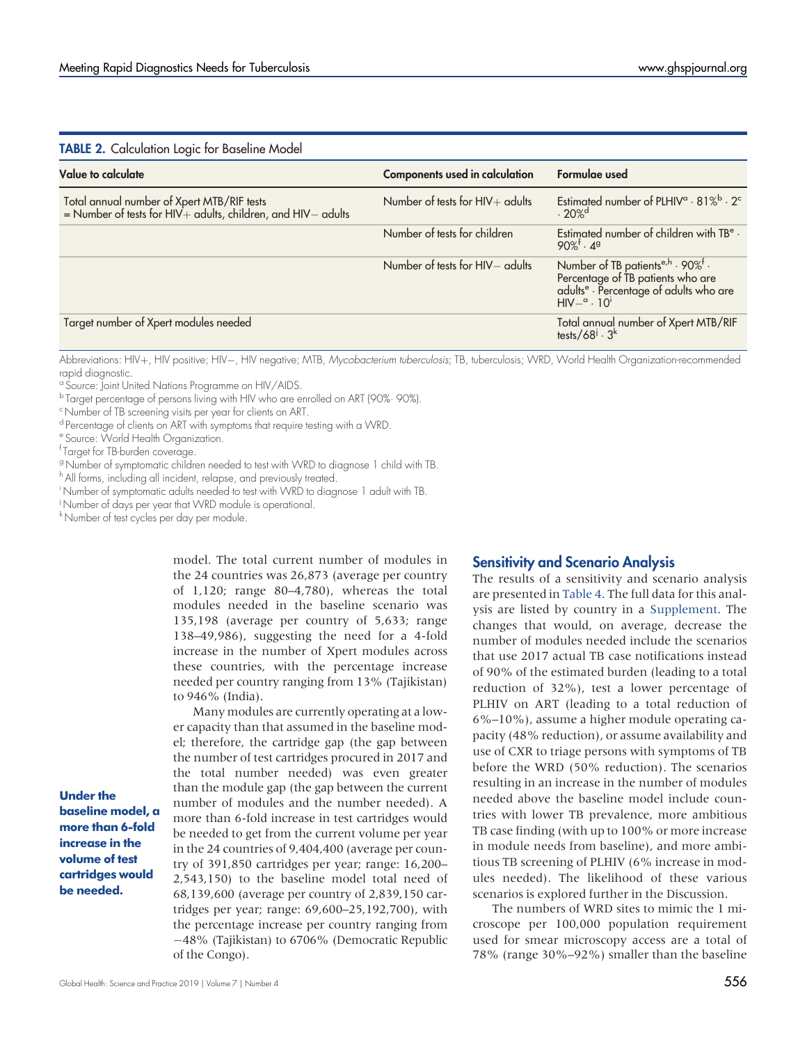**TABLE 2.** Calculation Logic for Baseline Model

| Value to calculate | Components used in calculation | Formulae used |
|---|---|---|
| Total annual number of Xpert MTB/RIF tests = Number of tests for HIV+ adults, children, and HIV− adults | Number of tests for HIV+ adults | Estimated number of PLHIV[a] · 81%[b] · 2[c] · 20%[d] |
| | Number of tests for children | Estimated number of children with TB[e] · 90%[f] · 4[g] |
| | Number of tests for HIV− adults | Number of TB patients[e,h] · 90%[f] · Percentage of TB patients who are adults[e] · Percentage of adults who are HIV−[a] · 10[i] |
| Target number of Xpert modules needed | | Total annual number of Xpert MTB/RIF tests/68[j] · 3[k] |

Abbreviations: HIV+, HIV positive; HIV−, HIV negative; MTB, *Mycobacterium tuberculosis*; TB, tuberculosis; WRD, World Health Organization-recommended rapid diagnostic.
[a] Source: Joint United Nations Programme on HIV/AIDS.
[b] Target percentage of persons living with HIV who are enrolled on ART (90%· 90%).
[c] Number of TB screening visits per year for clients on ART.
[d] Percentage of clients on ART with symptoms that require testing with a WRD.
[e] Source: World Health Organization.
[f] Target for TB-burden coverage.
[g] Number of symptomatic children needed to test with WRD to diagnose 1 child with TB.
[h] All forms, including all incident, relapse, and previously treated.
[i] Number of symptomatic adults needed to test with WRD to diagnose 1 adult with TB.
[j] Number of days per year that WRD module is operational.
[k] Number of test cycles per day per module.

model. The total current number of modules in the 24 countries was 26,873 (average per country of 1,120; range 80–4,780), whereas the total modules needed in the baseline scenario was 135,198 (average per country of 5,633; range 138–49,986), suggesting the need for a 4-fold increase in the number of Xpert modules across these countries, with the percentage increase needed per country ranging from 13% (Tajikistan) to 946% (India).

Many modules are currently operating at a lower capacity than that assumed in the baseline model; therefore, the cartridge gap (the gap between the number of test cartridges procured in 2017 and the total number needed) was even greater than the module gap (the gap between the current number of modules and the number needed). A more than 6-fold increase in test cartridges would be needed to get from the current volume per year in the 24 countries of 9,404,400 (average per country of 391,850 cartridges per year; range: 16,200–2,543,150) to the baseline model total need of 68,139,600 (average per country of 2,839,150 cartridges per year; range: 69,600–25,192,700), with the percentage increase per country ranging from −48% (Tajikistan) to 6706% (Democratic Republic of the Congo).

**Under the baseline model, a more than 6-fold increase in the volume of test cartridges would be needed.**

## Sensitivity and Scenario Analysis

The results of a sensitivity and scenario analysis are presented in Table 4. The full data for this analysis are listed by country in a Supplement. The changes that would, on average, decrease the number of modules needed include the scenarios that use 2017 actual TB case notifications instead of 90% of the estimated burden (leading to a total reduction of 32%), test a lower percentage of PLHIV on ART (leading to a total reduction of 6%–10%), assume a higher module operating capacity (48% reduction), or assume availability and use of CXR to triage persons with symptoms of TB before the WRD (50% reduction). The scenarios resulting in an increase in the number of modules needed above the baseline model include countries with lower TB prevalence, more ambitious TB case finding (with up to 100% or more increase in module needs from baseline), and more ambitious TB screening of PLHIV (6% increase in modules needed). The likelihood of these various scenarios is explored further in the Discussion.

The numbers of WRD sites to mimic the 1 microscope per 100,000 population requirement used for smear microscopy access are a total of 78% (range 30%–92%) smaller than the baseline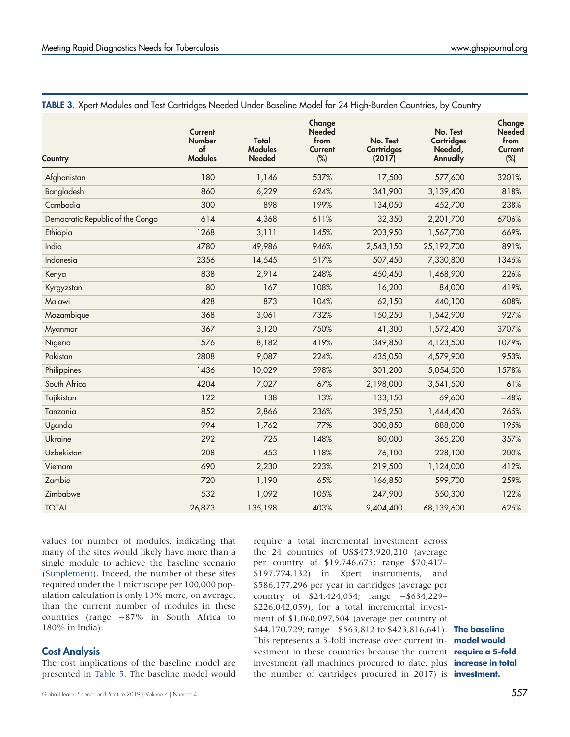**TABLE 3.** Xpert Modules and Test Cartridges Needed Under Baseline Model for 24 High-Burden Countries, by Country

| Country | Current Number of Modules | Total Modules Needed | Change Needed from Current (%) | No. Test Cartridges (2017) | No. Test Cartridges Needed, Annually | Change Needed from Current (%) |
|---|---|---|---|---|---|---|
| Afghanistan | 180 | 1,146 | 537% | 17,500 | 577,600 | 3201% |
| Bangladesh | 860 | 6,229 | 624% | 341,900 | 3,139,400 | 818% |
| Cambodia | 300 | 898 | 199% | 134,050 | 452,700 | 238% |
| Democratic Republic of the Congo | 614 | 4,368 | 611% | 32,350 | 2,201,700 | 6706% |
| Ethiopia | 1268 | 3,111 | 145% | 203,950 | 1,567,700 | 669% |
| India | 4780 | 49,986 | 946% | 2,543,150 | 25,192,700 | 891% |
| Indonesia | 2356 | 14,545 | 517% | 507,450 | 7,330,800 | 1345% |
| Kenya | 838 | 2,914 | 248% | 450,450 | 1,468,900 | 226% |
| Kyrgyzstan | 80 | 167 | 108% | 16,200 | 84,000 | 419% |
| Malawi | 428 | 873 | 104% | 62,150 | 440,100 | 608% |
| Mozambique | 368 | 3,061 | 732% | 150,250 | 1,542,900 | 927% |
| Myanmar | 367 | 3,120 | 750% | 41,300 | 1,572,400 | 3707% |
| Nigeria | 1576 | 8,182 | 419% | 349,850 | 4,123,500 | 1079% |
| Pakistan | 2808 | 9,087 | 224% | 435,050 | 4,579,900 | 953% |
| Philippines | 1436 | 10,029 | 598% | 301,200 | 5,054,500 | 1578% |
| South Africa | 4204 | 7,027 | 67% | 2,198,000 | 3,541,500 | 61% |
| Tajikistan | 122 | 138 | 13% | 133,150 | 69,600 | −48% |
| Tanzania | 852 | 2,866 | 236% | 395,250 | 1,444,400 | 265% |
| Uganda | 994 | 1,762 | 77% | 300,850 | 888,000 | 195% |
| Ukraine | 292 | 725 | 148% | 80,000 | 365,200 | 357% |
| Uzbekistan | 208 | 453 | 118% | 76,100 | 228,100 | 200% |
| Vietnam | 690 | 2,230 | 223% | 219,500 | 1,124,000 | 412% |
| Zambia | 720 | 1,190 | 65% | 166,850 | 599,700 | 259% |
| Zimbabwe | 532 | 1,092 | 105% | 247,900 | 550,300 | 122% |
| TOTAL | 26,873 | 135,198 | 403% | 9,404,400 | 68,139,600 | 625% |

values for number of modules, indicating that many of the sites would likely have more than a single module to achieve the baseline scenario (Supplement). Indeed, the number of these sites required under the 1 microscope per 100,000 population calculation is only 13% more, on average, than the current number of modules in these countries (range −87% in South Africa to 180% in India).

## Cost Analysis

The cost implications of the baseline model are presented in Table 5. The baseline model would require a total incremental investment across the 24 countries of US$473,920,210 (average per country of $19,746,675; range $70,417–$197,774,132) in Xpert instruments, and $586,177,296 per year in cartridges (average per country of $24,424,054; range −$634,229–$226,042,059), for a total incremental investment of $1,060,097,504 (average per country of $44,170,729; range −$563,812 to $423,816,641). This represents a 5-fold increase over current investment in these countries because the current investment (all machines procured to date, plus the number of cartridges procured in 2017) is

**The baseline model would require a 5-fold increase in total investment.**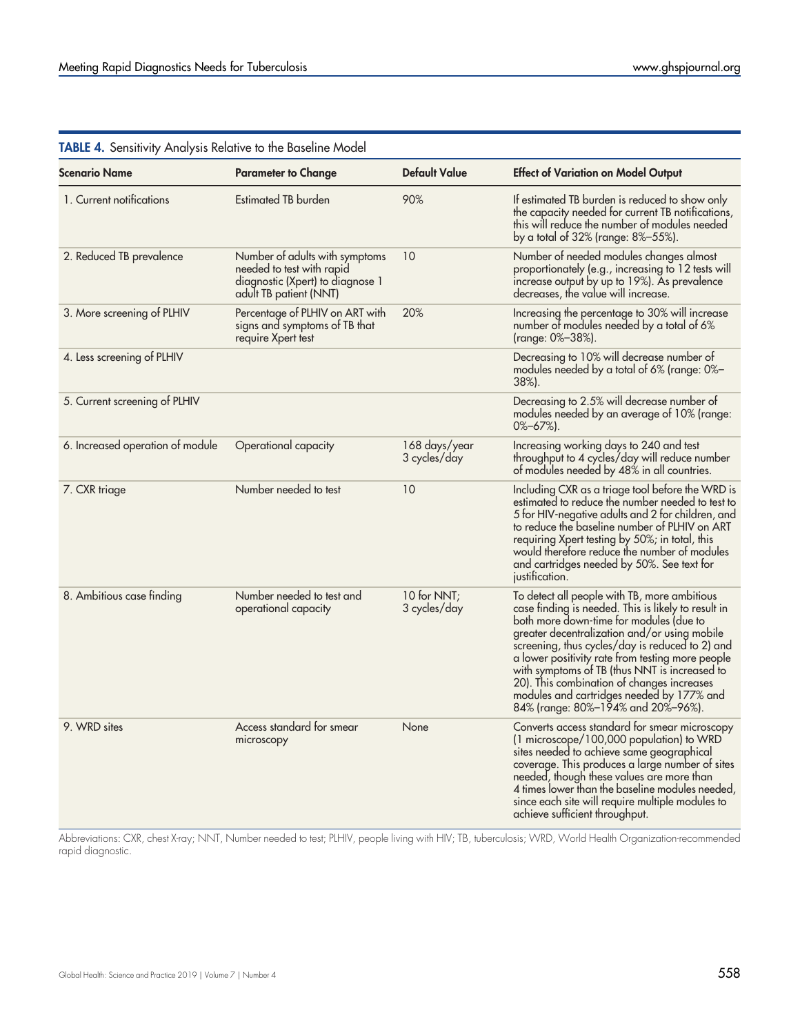**TABLE 4.** Sensitivity Analysis Relative to the Baseline Model

| Scenario Name | Parameter to Change | Default Value | Effect of Variation on Model Output |
|---|---|---|---|
| 1. Current notifications | Estimated TB burden | 90% | If estimated TB burden is reduced to show only the capacity needed for current TB notifications, this will reduce the number of modules needed by a total of 32% (range: 8%–55%). |
| 2. Reduced TB prevalence | Number of adults with symptoms needed to test with rapid diagnostic (Xpert) to diagnose 1 adult TB patient (NNT) | 10 | Number of needed modules changes almost proportionately (e.g., increasing to 12 tests will increase output by up to 19%). As prevalence decreases, the value will increase. |
| 3. More screening of PLHIV | Percentage of PLHIV on ART with signs and symptoms of TB that require Xpert test | 20% | Increasing the percentage to 30% will increase number of modules needed by a total of 6% (range: 0%–38%). |
| 4. Less screening of PLHIV | | | Decreasing to 10% will decrease number of modules needed by a total of 6% (range: 0%–38%). |
| 5. Current screening of PLHIV | | | Decreasing to 2.5% will decrease number of modules needed by an average of 10% (range: 0%–67%). |
| 6. Increased operation of module | Operational capacity | 168 days/year 3 cycles/day | Increasing working days to 240 and test throughput to 4 cycles/day will reduce number of modules needed by 48% in all countries. |
| 7. CXR triage | Number needed to test | 10 | Including CXR as a triage tool before the WRD is estimated to reduce the number needed to test to 5 for HIV-negative adults and 2 for children, and to reduce the baseline number of PLHIV on ART requiring Xpert testing by 50%; in total, this would therefore reduce the number of modules and cartridges needed by 50%. See text for justification. |
| 8. Ambitious case finding | Number needed to test and operational capacity | 10 for NNT; 3 cycles/day | To detect all people with TB, more ambitious case finding is needed. This is likely to result in both more down-time for modules (due to greater decentralization and/or using mobile screening, thus cycles/day is reduced to 2) and a lower positivity rate from testing more people with symptoms of TB (thus NNT is increased to 20). This combination of changes increases modules and cartridges needed by 177% and 84% (range: 80%–194% and 20%–96%). |
| 9. WRD sites | Access standard for smear microscopy | None | Converts access standard for smear microscopy (1 microscope/100,000 population) to WRD sites needed to achieve same geographical coverage. This produces a large number of sites needed, though these values are more than 4 times lower than the baseline modules needed, since each site will require multiple modules to achieve sufficient throughput. |

Abbreviations: CXR, chest X-ray; NNT, Number needed to test; PLHIV, people living with HIV; TB, tuberculosis; WRD, World Health Organization-recommended rapid diagnostic.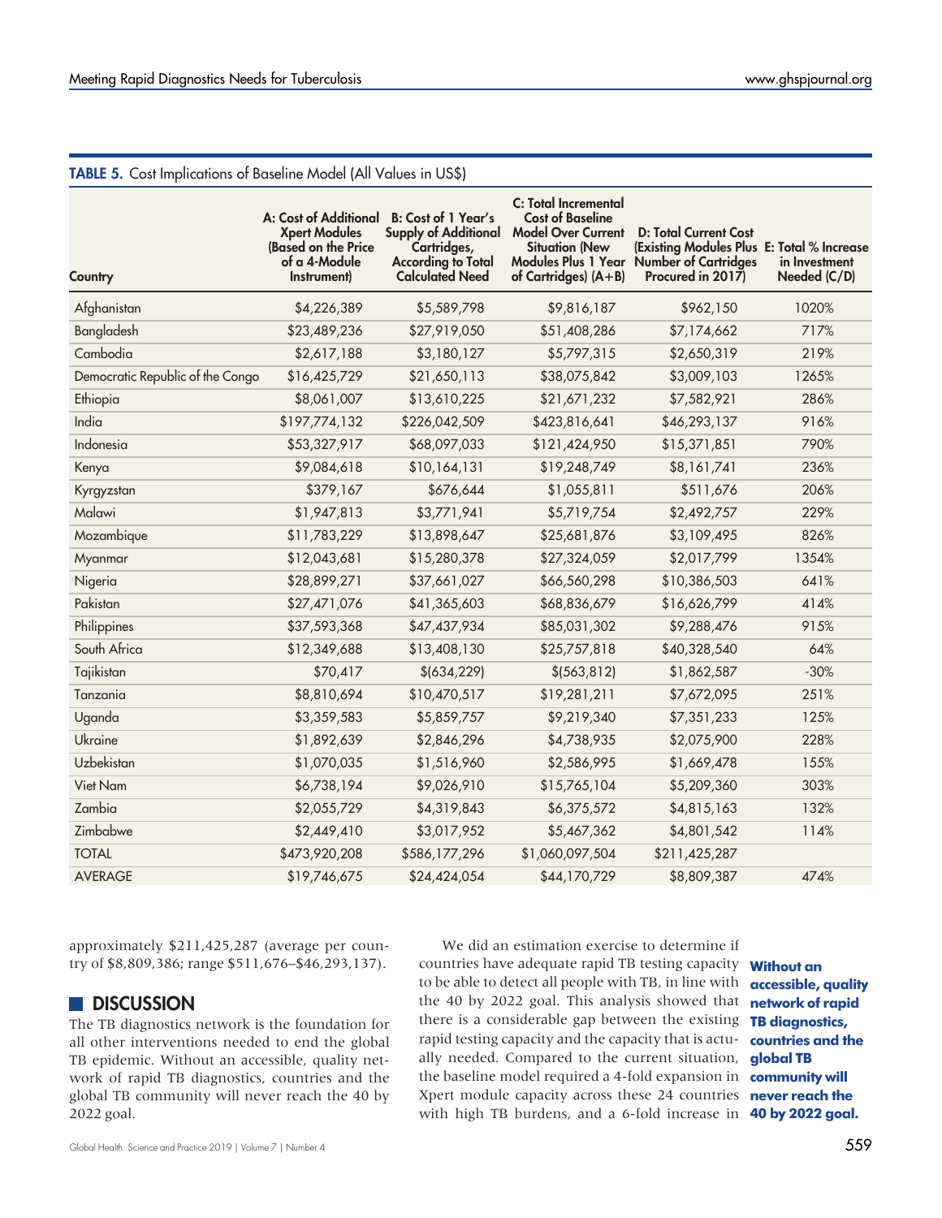**TABLE 5.** Cost Implications of Baseline Model (All Values in US$)

| Country | A: Cost of Additional Xpert Modules (Based on the Price of a 4-Module Instrument) | B: Cost of 1 Year's Supply of Additional Cartridges, According to Total Calculated Need | C: Total Incremental Cost of Baseline Model Over Current Situation (New Modules Plus 1 Year of Cartridges) (A+B) | D: Total Current Cost (Existing Modules Plus Number of Cartridges Procured in 2017) | E: Total % Increase in Investment Needed (C/D) |
|---|---|---|---|---|---|
| Afghanistan | $4,226,389 | $5,589,798 | $9,816,187 | $962,150 | 1020% |
| Bangladesh | $23,489,236 | $27,919,050 | $51,408,286 | $7,174,662 | 717% |
| Cambodia | $2,617,188 | $3,180,127 | $5,797,315 | $2,650,319 | 219% |
| Democratic Republic of the Congo | $16,425,729 | $21,650,113 | $38,075,842 | $3,009,103 | 1265% |
| Ethiopia | $8,061,007 | $13,610,225 | $21,671,232 | $7,582,921 | 286% |
| India | $197,774,132 | $226,042,509 | $423,816,641 | $46,293,137 | 916% |
| Indonesia | $53,327,917 | $68,097,033 | $121,424,950 | $15,371,851 | 790% |
| Kenya | $9,084,618 | $10,164,131 | $19,248,749 | $8,161,741 | 236% |
| Kyrgyzstan | $379,167 | $676,644 | $1,055,811 | $511,676 | 206% |
| Malawi | $1,947,813 | $3,771,941 | $5,719,754 | $2,492,757 | 229% |
| Mozambique | $11,783,229 | $13,898,647 | $25,681,876 | $3,109,495 | 826% |
| Myanmar | $12,043,681 | $15,280,378 | $27,324,059 | $2,017,799 | 1354% |
| Nigeria | $28,899,271 | $37,661,027 | $66,560,298 | $10,386,503 | 641% |
| Pakistan | $27,471,076 | $41,365,603 | $68,836,679 | $16,626,799 | 414% |
| Philippines | $37,593,368 | $47,437,934 | $85,031,302 | $9,288,476 | 915% |
| South Africa | $12,349,688 | $13,408,130 | $25,757,818 | $40,328,540 | 64% |
| Tajikistan | $70,417 | $(634,229) | $(563,812) | $1,862,587 | -30% |
| Tanzania | $8,810,694 | $10,470,517 | $19,281,211 | $7,672,095 | 251% |
| Uganda | $3,359,583 | $5,859,757 | $9,219,340 | $7,351,233 | 125% |
| Ukraine | $1,892,639 | $2,846,296 | $4,738,935 | $2,075,900 | 228% |
| Uzbekistan | $1,070,035 | $1,516,960 | $2,586,995 | $1,669,478 | 155% |
| Viet Nam | $6,738,194 | $9,026,910 | $15,765,104 | $5,209,360 | 303% |
| Zambia | $2,055,729 | $4,319,843 | $6,375,572 | $4,815,163 | 132% |
| Zimbabwe | $2,449,410 | $3,017,952 | $5,467,362 | $4,801,542 | 114% |
| TOTAL | $473,920,208 | $586,177,296 | $1,060,097,504 | $211,425,287 | |
| AVERAGE | $19,746,675 | $24,424,054 | $44,170,729 | $8,809,387 | 474% |

approximately $211,425,287 (average per country of $8,809,386; range $511,676–$46,293,137).

## DISCUSSION

The TB diagnostics network is the foundation for all other interventions needed to end the global TB epidemic. Without an accessible, quality network of rapid TB diagnostics, countries and the global TB community will never reach the 40 by 2022 goal.

**Without an accessible, quality network of rapid TB diagnostics, countries and the global TB community will never reach the 40 by 2022 goal.**

We did an estimation exercise to determine if countries have adequate rapid TB testing capacity to be able to detect all people with TB, in line with the 40 by 2022 goal. This analysis showed that there is a considerable gap between the existing rapid testing capacity and the capacity that is actually needed. Compared to the current situation, the baseline model required a 4-fold expansion in Xpert module capacity across these 24 countries with high TB burdens, and a 6-fold increase in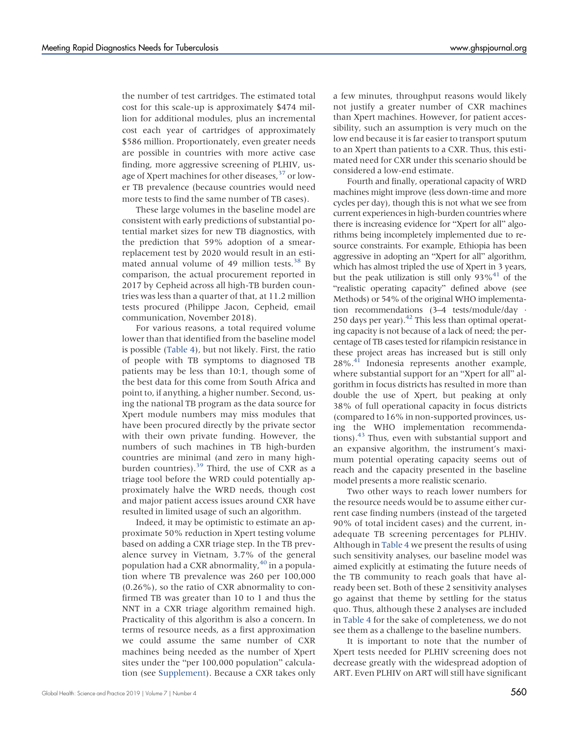the number of test cartridges. The estimated total cost for this scale-up is approximately $474 million for additional modules, plus an incremental cost each year of cartridges of approximately $586 million. Proportionately, even greater needs are possible in countries with more active case finding, more aggressive screening of PLHIV, usage of Xpert machines for other diseases,[37] or lower TB prevalence (because countries would need more tests to find the same number of TB cases).

These large volumes in the baseline model are consistent with early predictions of substantial potential market sizes for new TB diagnostics, with the prediction that 59% adoption of a smear-replacement test by 2020 would result in an estimated annual volume of 49 million tests.[38] By comparison, the actual procurement reported in 2017 by Cepheid across all high-TB burden countries was less than a quarter of that, at 11.2 million tests procured (Philippe Jacon, Cepheid, email communication, November 2018).

For various reasons, a total required volume lower than that identified from the baseline model is possible (Table 4), but not likely. First, the ratio of people with TB symptoms to diagnosed TB patients may be less than 10:1, though some of the best data for this come from South Africa and point to, if anything, a higher number. Second, using the national TB program as the data source for Xpert module numbers may miss modules that have been procured directly by the private sector with their own private funding. However, the numbers of such machines in TB high-burden countries are minimal (and zero in many high-burden countries).[39] Third, the use of CXR as a triage tool before the WRD could potentially approximately halve the WRD needs, though cost and major patient access issues around CXR have resulted in limited usage of such an algorithm.

Indeed, it may be optimistic to estimate an approximate 50% reduction in Xpert testing volume based on adding a CXR triage step. In the TB prevalence survey in Vietnam, 3.7% of the general population had a CXR abnormality,[40] in a population where TB prevalence was 260 per 100,000 (0.26%), so the ratio of CXR abnormality to confirmed TB was greater than 10 to 1 and thus the NNT in a CXR triage algorithm remained high. Practicality of this algorithm is also a concern. In terms of resource needs, as a first approximation we could assume the same number of CXR machines being needed as the number of Xpert sites under the "per 100,000 population" calculation (see Supplement). Because a CXR takes only a few minutes, throughput reasons would likely not justify a greater number of CXR machines than Xpert machines. However, for patient accessibility, such an assumption is very much on the low end because it is far easier to transport sputum to an Xpert than patients to a CXR. Thus, this estimated need for CXR under this scenario should be considered a low-end estimate.

Fourth and finally, operational capacity of WRD machines might improve (less down-time and more cycles per day), though this is not what we see from current experiences in high-burden countries where there is increasing evidence for "Xpert for all" algorithms being incompletely implemented due to resource constraints. For example, Ethiopia has been aggressive in adopting an "Xpert for all" algorithm, which has almost tripled the use of Xpert in 3 years, but the peak utilization is still only 93%[41] of the "realistic operating capacity" defined above (see Methods) or 54% of the original WHO implementation recommendations (3–4 tests/module/day · 250 days per year).[42] This less than optimal operating capacity is not because of a lack of need; the percentage of TB cases tested for rifampicin resistance in these project areas has increased but is still only 28%.[41] Indonesia represents another example, where substantial support for an "Xpert for all" algorithm in focus districts has resulted in more than double the use of Xpert, but peaking at only 38% of full operational capacity in focus districts (compared to 16% in non-supported provinces, using the WHO implementation recommendations).[43] Thus, even with substantial support and an expansive algorithm, the instrument's maximum potential operating capacity seems out of reach and the capacity presented in the baseline model presents a more realistic scenario.

Two other ways to reach lower numbers for the resource needs would be to assume either current case finding numbers (instead of the targeted 90% of total incident cases) and the current, inadequate TB screening percentages for PLHIV. Although in Table 4 we present the results of using such sensitivity analyses, our baseline model was aimed explicitly at estimating the future needs of the TB community to reach goals that have already been set. Both of these 2 sensitivity analyses go against that theme by settling for the status quo. Thus, although these 2 analyses are included in Table 4 for the sake of completeness, we do not see them as a challenge to the baseline numbers.

It is important to note that the number of Xpert tests needed for PLHIV screening does not decrease greatly with the widespread adoption of ART. Even PLHIV on ART will still have significant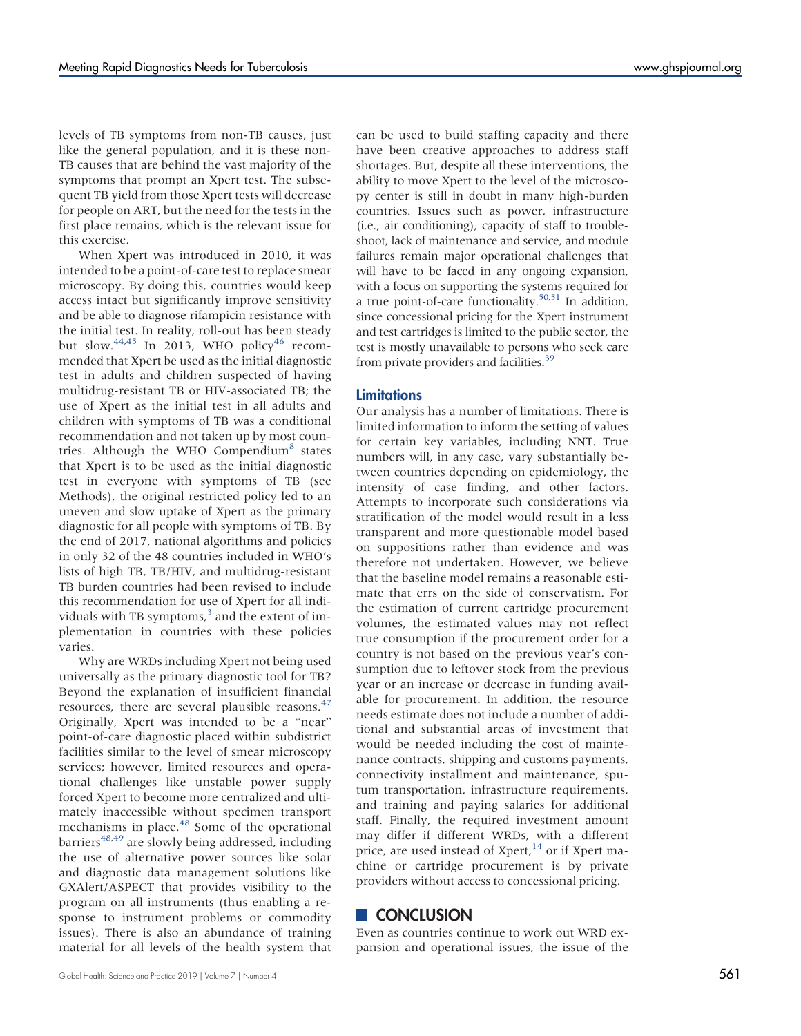levels of TB symptoms from non-TB causes, just like the general population, and it is these non-TB causes that are behind the vast majority of the symptoms that prompt an Xpert test. The subsequent TB yield from those Xpert tests will decrease for people on ART, but the need for the tests in the first place remains, which is the relevant issue for this exercise.

When Xpert was introduced in 2010, it was intended to be a point-of-care test to replace smear microscopy. By doing this, countries would keep access intact but significantly improve sensitivity and be able to diagnose rifampicin resistance with the initial test. In reality, roll-out has been steady but slow.[44,45] In 2013, WHO policy[46] recommended that Xpert be used as the initial diagnostic test in adults and children suspected of having multidrug-resistant TB or HIV-associated TB; the use of Xpert as the initial test in all adults and children with symptoms of TB was a conditional recommendation and not taken up by most countries. Although the WHO Compendium[8] states that Xpert is to be used as the initial diagnostic test in everyone with symptoms of TB (see Methods), the original restricted policy led to an uneven and slow uptake of Xpert as the primary diagnostic for all people with symptoms of TB. By the end of 2017, national algorithms and policies in only 32 of the 48 countries included in WHO's lists of high TB, TB/HIV, and multidrug-resistant TB burden countries had been revised to include this recommendation for use of Xpert for all individuals with TB symptoms,[3] and the extent of implementation in countries with these policies varies.

Why are WRDs including Xpert not being used universally as the primary diagnostic tool for TB? Beyond the explanation of insufficient financial resources, there are several plausible reasons.[47] Originally, Xpert was intended to be a "near" point-of-care diagnostic placed within subdistrict facilities similar to the level of smear microscopy services; however, limited resources and operational challenges like unstable power supply forced Xpert to become more centralized and ultimately inaccessible without specimen transport mechanisms in place.[48] Some of the operational barriers[48,49] are slowly being addressed, including the use of alternative power sources like solar and diagnostic data management solutions like GXAlert/ASPECT that provides visibility to the program on all instruments (thus enabling a response to instrument problems or commodity issues). There is also an abundance of training material for all levels of the health system that can be used to build staffing capacity and there have been creative approaches to address staff shortages. But, despite all these interventions, the ability to move Xpert to the level of the microscopy center is still in doubt in many high-burden countries. Issues such as power, infrastructure (i.e., air conditioning), capacity of staff to troubleshoot, lack of maintenance and service, and module failures remain major operational challenges that will have to be faced in any ongoing expansion, with a focus on supporting the systems required for a true point-of-care functionality.[50,51] In addition, since concessional pricing for the Xpert instrument and test cartridges is limited to the public sector, the test is mostly unavailable to persons who seek care from private providers and facilities.[39]

### Limitations

Our analysis has a number of limitations. There is limited information to inform the setting of values for certain key variables, including NNT. True numbers will, in any case, vary substantially between countries depending on epidemiology, the intensity of case finding, and other factors. Attempts to incorporate such considerations via stratification of the model would result in a less transparent and more questionable model based on suppositions rather than evidence and was therefore not undertaken. However, we believe that the baseline model remains a reasonable estimate that errs on the side of conservatism. For the estimation of current cartridge procurement volumes, the estimated values may not reflect true consumption if the procurement order for a country is not based on the previous year's consumption due to leftover stock from the previous year or an increase or decrease in funding available for procurement. In addition, the resource needs estimate does not include a number of additional and substantial areas of investment that would be needed including the cost of maintenance contracts, shipping and customs payments, connectivity installment and maintenance, sputum transportation, infrastructure requirements, and training and paying salaries for additional staff. Finally, the required investment amount may differ if different WRDs, with a different price, are used instead of Xpert,[14] or if Xpert machine or cartridge procurement is by private providers without access to concessional pricing.

## CONCLUSION

Even as countries continue to work out WRD expansion and operational issues, the issue of the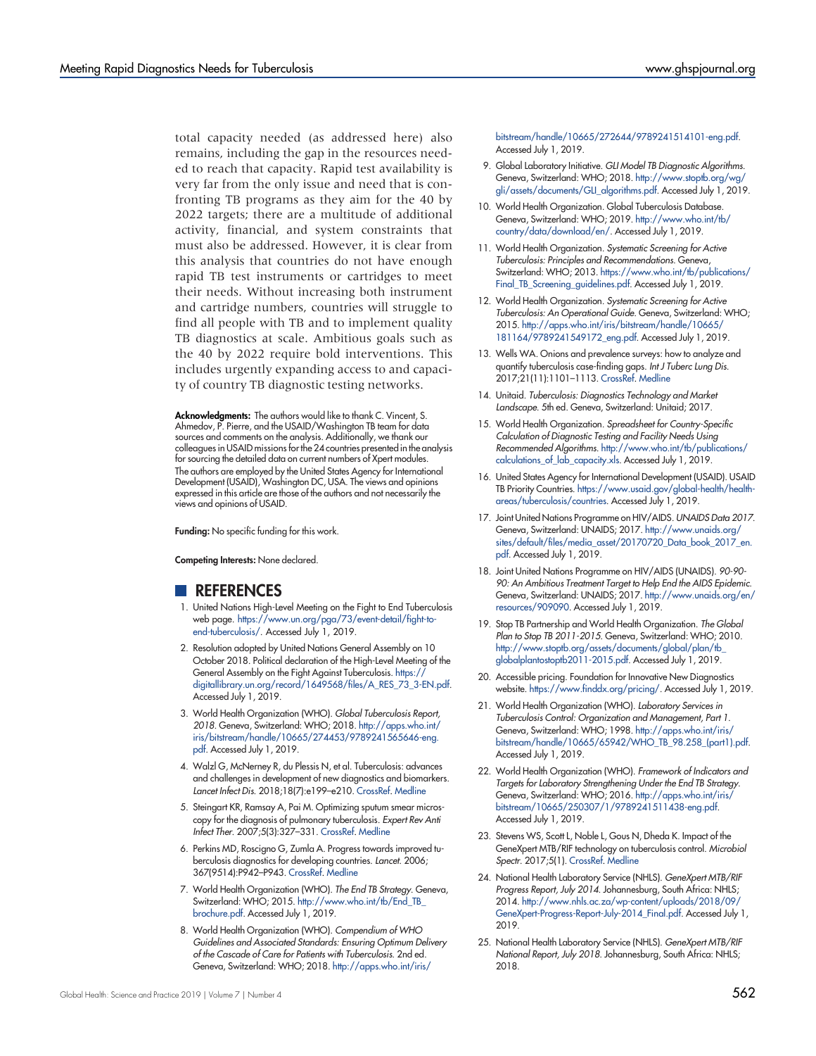total capacity needed (as addressed here) also remains, including the gap in the resources needed to reach that capacity. Rapid test availability is very far from the only issue and need that is confronting TB programs as they aim for the 40 by 2022 targets; there are a multitude of additional activity, financial, and system constraints that must also be addressed. However, it is clear from this analysis that countries do not have enough rapid TB test instruments or cartridges to meet their needs. Without increasing both instrument and cartridge numbers, countries will struggle to find all people with TB and to implement quality TB diagnostics at scale. Ambitious goals such as the 40 by 2022 require bold interventions. This includes urgently expanding access to and capacity of country TB diagnostic testing networks.

**Acknowledgments:** The authors would like to thank C. Vincent, S. Ahmedov, P. Pierre, and the USAID/Washington TB team for data sources and comments on the analysis. Additionally, we thank our colleagues in USAID missions for the 24 countries presented in the analysis for sourcing the detailed data on current numbers of Xpert modules. The authors are employed by the United States Agency for International Development (USAID), Washington DC, USA. The views and opinions expressed in this article are those of the authors and not necessarily the views and opinions of USAID.

**Funding:** No specific funding for this work.

**Competing Interests:** None declared.

## REFERENCES

1. United Nations High-Level Meeting on the Fight to End Tuberculosis web page. https://www.un.org/pga/73/event-detail/fight-to-end-tuberculosis/. Accessed July 1, 2019.
2. Resolution adopted by United Nations General Assembly on 10 October 2018. Political declaration of the High-Level Meeting of the General Assembly on the Fight Against Tuberculosis. https://digitallibrary.un.org/record/1649568/files/A_RES_73_3-EN.pdf. Accessed July 1, 2019.
3. World Health Organization (WHO). *Global Tuberculosis Report, 2018*. Geneva, Switzerland: WHO; 2018. http://apps.who.int/iris/bitstream/handle/10665/274453/9789241565646-eng.pdf. Accessed July 1, 2019.
4. Walzl G, McNerney R, du Plessis N, et al. Tuberculosis: advances and challenges in development of new diagnostics and biomarkers. *Lancet Infect Dis.* 2018;18(7):e199–e210. CrossRef. Medline
5. Steingart KR, Ramsay A, Pai M. Optimizing sputum smear microscopy for the diagnosis of pulmonary tuberculosis. *Expert Rev Anti Infect Ther.* 2007;5(3):327–331. CrossRef. Medline
6. Perkins MD, Roscigno G, Zumla A. Progress towards improved tuberculosis diagnostics for developing countries. *Lancet.* 2006; 367(9514):P942–P943. CrossRef. Medline
7. World Health Organization (WHO). *The End TB Strategy*. Geneva, Switzerland: WHO; 2015. http://www.who.int/tb/End_TB_brochure.pdf. Accessed July 1, 2019.
8. World Health Organization (WHO). *Compendium of WHO Guidelines and Associated Standards: Ensuring Optimum Delivery of the Cascade of Care for Patients with Tuberculosis.* 2nd ed. Geneva, Switzerland: WHO; 2018. http://apps.who.int/iris/bitstream/handle/10665/272644/9789241514101-eng.pdf. Accessed July 1, 2019.
9. Global Laboratory Initiative. *GLI Model TB Diagnostic Algorithms.* Geneva, Switzerland: WHO; 2018. http://www.stoptb.org/wg/gli/assets/documents/GLI_algorithms.pdf. Accessed July 1, 2019.
10. World Health Organization. Global Tuberculosis Database. Geneva, Switzerland: WHO; 2019. http://www.who.int/tb/country/data/download/en/. Accessed July 1, 2019.
11. World Health Organization. *Systematic Screening for Active Tuberculosis: Principles and Recommendations.* Geneva, Switzerland: WHO; 2013. https://www.who.int/tb/publications/Final_TB_Screening_guidelines.pdf. Accessed July 1, 2019.
12. World Health Organization. *Systematic Screening for Active Tuberculosis: An Operational Guide.* Geneva, Switzerland: WHO; 2015. http://apps.who.int/iris/bitstream/handle/10665/181164/9789241549172_eng.pdf. Accessed July 1, 2019.
13. Wells WA. Onions and prevalence surveys: how to analyze and quantify tuberculosis case-finding gaps. *Int J Tuberc Lung Dis.* 2017;21(11):1101–1113. CrossRef. Medline
14. Unitaid. *Tuberculosis: Diagnostics Technology and Market Landscape.* 5th ed. Geneva, Switzerland: Unitaid; 2017.
15. World Health Organization. *Spreadsheet for Country-Specific Calculation of Diagnostic Testing and Facility Needs Using Recommended Algorithms.* http://www.who.int/tb/publications/calculations_of_lab_capacity.xls. Accessed July 1, 2019.
16. United States Agency for International Development (USAID). USAID TB Priority Countries. https://www.usaid.gov/global-health/health-areas/tuberculosis/countries. Accessed July 1, 2019.
17. Joint United Nations Programme on HIV/AIDS. *UNAIDS Data 2017.* Geneva, Switzerland: UNAIDS; 2017. http://www.unaids.org/sites/default/files/media_asset/20170720_Data_book_2017_en.pdf. Accessed July 1, 2019.
18. Joint United Nations Programme on HIV/AIDS (UNAIDS). *90-90-90: An Ambitious Treatment Target to Help End the AIDS Epidemic.* Geneva, Switzerland: UNAIDS; 2017. http://www.unaids.org/en/resources/909090. Accessed July 1, 2019.
19. Stop TB Partnership and World Health Organization. *The Global Plan to Stop TB 2011-2015.* Geneva, Switzerland: WHO; 2010. http://www.stoptb.org/assets/documents/global/plan/tb_globalplantostoptb2011-2015.pdf. Accessed July 1, 2019.
20. Accessible pricing. Foundation for Innovative New Diagnostics website. https://www.finddx.org/pricing/. Accessed July 1, 2019.
21. World Health Organization (WHO). *Laboratory Services in Tuberculosis Control: Organization and Management, Part 1.* Geneva, Switzerland: WHO; 1998. http://apps.who.int/iris/bitstream/handle/10665/65942/WHO_TB_98.258_(part1).pdf. Accessed July 1, 2019.
22. World Health Organization (WHO). *Framework of Indicators and Targets for Laboratory Strengthening Under the End TB Strategy.* Geneva, Switzerland: WHO; 2016. http://apps.who.int/iris/bitstream/10665/250307/1/9789241511438-eng.pdf. Accessed July 1, 2019.
23. Stevens WS, Scott L, Noble L, Gous N, Dheda K. Impact of the GeneXpert MTB/RIF technology on tuberculosis control. *Microbiol Spectr.* 2017;5(1). CrossRef. Medline
24. National Health Laboratory Service (NHLS). *GeneXpert MTB/RIF Progress Report, July 2014.* Johannesburg, South Africa: NHLS; 2014. http://www.nhls.ac.za/wp-content/uploads/2018/09/GeneXpert-Progress-Report-July-2014_Final.pdf. Accessed July 1, 2019.
25. National Health Laboratory Service (NHLS). *GeneXpert MTB/RIF National Report, July 2018.* Johannesburg, South Africa: NHLS; 2018.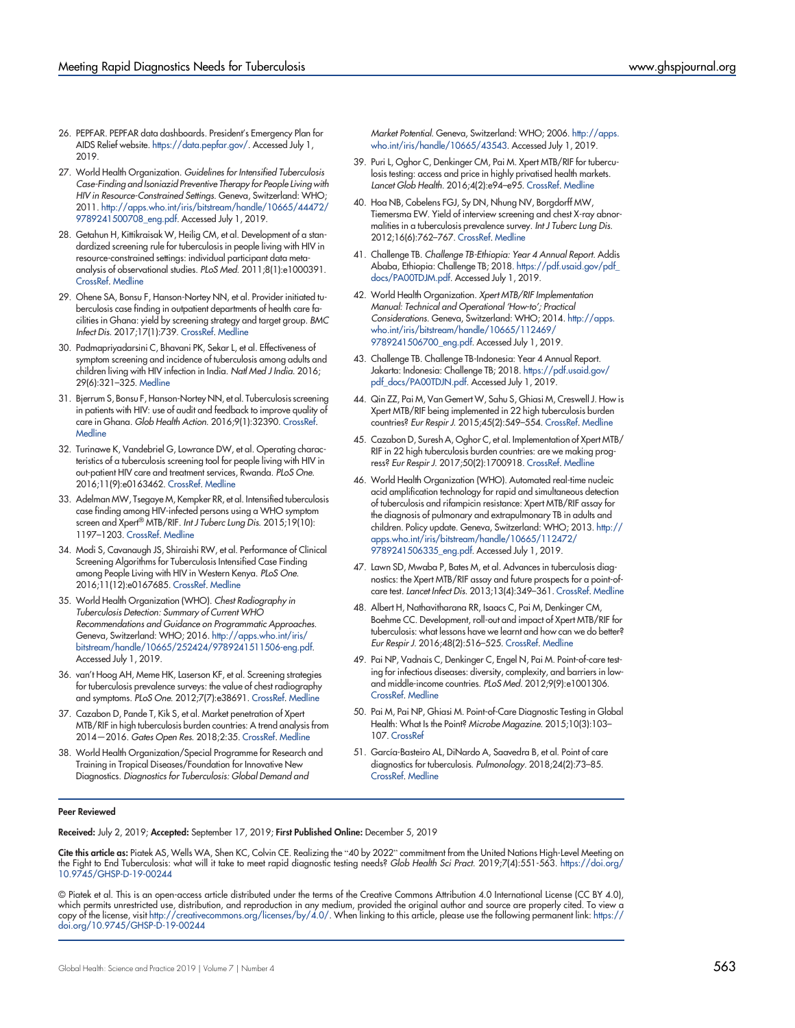26. PEPFAR. PEPFAR data dashboards. President's Emergency Plan for AIDS Relief website. https://data.pepfar.gov/. Accessed July 1, 2019.
27. World Health Organization. *Guidelines for Intensified Tuberculosis Case-Finding and Isoniazid Preventive Therapy for People Living with HIV in Resource-Constrained Settings.* Geneva, Switzerland: WHO; 2011. http://apps.who.int/iris/bitstream/handle/10665/44472/9789241500708_eng.pdf. Accessed July 1, 2019.
28. Getahun H, Kittikraisak W, Heilig CM, et al. Development of a standardized screening rule for tuberculosis in people living with HIV in resource-constrained settings: individual participant data meta-analysis of observational studies. *PLoS Med.* 2011;8(1):e1000391. CrossRef. Medline
29. Ohene SA, Bonsu F, Hanson-Nortey NN, et al. Provider initiated tuberculosis case finding in outpatient departments of health care facilities in Ghana: yield by screening strategy and target group. *BMC Infect Dis.* 2017;17(1):739. CrossRef. Medline
30. Padmapriyadarsini C, Bhavani PK, Sekar L, et al. Effectiveness of symptom screening and incidence of tuberculosis among adults and children living with HIV infection in India. *Natl Med J India.* 2016; 29(6):321–325. Medline
31. Bjerrum S, Bonsu F, Hanson-Nortey NN, et al. Tuberculosis screening in patients with HIV: use of audit and feedback to improve quality of care in Ghana. *Glob Health Action.* 2016;9(1):32390. CrossRef. Medline
32. Turinawe K, Vandebriel G, Lowrance DW, et al. Operating characteristics of a tuberculosis screening tool for people living with HIV in out-patient HIV care and treatment services, Rwanda. *PLoS One.* 2016;11(9):e0163462. CrossRef. Medline
33. Adelman MW, Tsegaye M, Kempker RR, et al. Intensified tuberculosis case finding among HIV-infected persons using a WHO symptom screen and Xpert® MTB/RIF. *Int J Tuberc Lung Dis.* 2015;19(10): 1197–1203. CrossRef. Medline
34. Modi S, Cavanaugh JS, Shiraishi RW, et al. Performance of Clinical Screening Algorithms for Tuberculosis Intensified Case Finding among People Living with HIV in Western Kenya. *PLoS One.* 2016;11(12):e0167685. CrossRef. Medline
35. World Health Organization (WHO). *Chest Radiography in Tuberculosis Detection: Summary of Current WHO Recommendations and Guidance on Programmatic Approaches.* Geneva, Switzerland: WHO; 2016. http://apps.who.int/iris/bitstream/handle/10665/252424/9789241511506-eng.pdf. Accessed July 1, 2019.
36. van't Hoog AH, Meme HK, Laserson KF, et al. Screening strategies for tuberculosis prevalence surveys: the value of chest radiography and symptoms. *PLoS One.* 2012;7(7):e38691. CrossRef. Medline
37. Cazabon D, Pande T, Kik S, et al. Market penetration of Xpert MTB/RIF in high tuberculosis burden countries: A trend analysis from 2014—2016. *Gates Open Res.* 2018;2:35. CrossRef. Medline
38. World Health Organization/Special Programme for Research and Training in Tropical Diseases/Foundation for Innovative New Diagnostics. *Diagnostics for Tuberculosis: Global Demand and Market Potential.* Geneva, Switzerland: WHO; 2006. http://apps.who.int/iris/handle/10665/43543. Accessed July 1, 2019.
39. Puri L, Oghor C, Denkinger CM, Pai M. Xpert MTB/RIF for tuberculosis testing: access and price in highly privatised health markets. *Lancet Glob Health.* 2016;4(2):e94–e95. CrossRef. Medline
40. Hoa NB, Cobelens FGJ, Sy DN, Nhung NV, Borgdorff MW, Tiemersma EW. Yield of interview screening and chest X-ray abnormalities in a tuberculosis prevalence survey. *Int J Tuberc Lung Dis.* 2012;16(6):762–767. CrossRef. Medline
41. Challenge TB. *Challenge TB-Ethiopia: Year 4 Annual Report.* Addis Ababa, Ethiopia: Challenge TB; 2018. https://pdf.usaid.gov/pdf_docs/PA00TDJM.pdf. Accessed July 1, 2019.
42. World Health Organization. *Xpert MTB/RIF Implementation Manual: Technical and Operational 'How-to'; Practical Considerations.* Geneva, Switzerland: WHO; 2014. http://apps.who.int/iris/bitstream/handle/10665/112469/9789241506700_eng.pdf. Accessed July 1, 2019.
43. Challenge TB. Challenge TB-Indonesia: Year 4 Annual Report. Jakarta: Indonesia: Challenge TB; 2018. https://pdf.usaid.gov/pdf_docs/PA00TDJN.pdf. Accessed July 1, 2019.
44. Qin ZZ, Pai M, Van Gemert W, Sahu S, Ghiasi M, Creswell J. How is Xpert MTB/RIF being implemented in 22 high tuberculosis burden countries? *Eur Respir J.* 2015;45(2):549–554. CrossRef. Medline
45. Cazabon D, Suresh A, Oghor C, et al. Implementation of Xpert MTB/RIF in 22 high tuberculosis burden countries: are we making progress? *Eur Respir J.* 2017;50(2):1700918. CrossRef. Medline
46. World Health Organization (WHO). Automated real-time nucleic acid amplification technology for rapid and simultaneous detection of tuberculosis and rifampicin resistance: Xpert MTB/RIF assay for the diagnosis of pulmonary and extrapulmonary TB in adults and children. Policy update. Geneva, Switzerland: WHO; 2013. http://apps.who.int/iris/bitstream/handle/10665/112472/9789241506335_eng.pdf. Accessed July 1, 2019.
47. Lawn SD, Mwaba P, Bates M, et al. Advances in tuberculosis diagnostics: the Xpert MTB/RIF assay and future prospects for a point-of-care test. *Lancet Infect Dis.* 2013;13(4):349–361. CrossRef. Medline
48. Albert H, Nathavitharana RR, Isaacs C, Pai M, Denkinger CM, Boehme CC. Development, roll-out and impact of Xpert MTB/RIF for tuberculosis: what lessons have we learnt and how can we do better? *Eur Respir J.* 2016;48(2):516–525. CrossRef. Medline
49. Pai NP, Vadnais C, Denkinger C, Engel N, Pai M. Point-of-care testing for infectious diseases: diversity, complexity, and barriers in low- and middle-income countries. *PLoS Med.* 2012;9(9):e1001306. CrossRef. Medline
50. Pai M, Pai NP, Ghiasi M. Point-of-Care Diagnostic Testing in Global Health: What Is the Point? *Microbe Magazine.* 2015;10(3):103–107. CrossRef
51. García-Basteiro AL, DiNardo A, Saavedra B, et al. Point of care diagnostics for tuberculosis. *Pulmonology.* 2018;24(2):73–85. CrossRef. Medline

**Peer Reviewed**

**Received:** July 2, 2019; **Accepted:** September 17, 2019; **First Published Online:** December 5, 2019

**Cite this article as:** Piatek AS, Wells WA, Shen KC, Colvin CE. Realizing the "40 by 2022" commitment from the United Nations High-Level Meeting on the Fight to End Tuberculosis: what will it take to meet rapid diagnostic testing needs? *Glob Health Sci Pract.* 2019;7(4):551-563. https://doi.org/10.9745/GHSP-D-19-00244

© Piatek et al. This is an open-access article distributed under the terms of the Creative Commons Attribution 4.0 International License (CC BY 4.0), which permits unrestricted use, distribution, and reproduction in any medium, provided the original author and source are properly cited. To view a copy of the license, visit http://creativecommons.org/licenses/by/4.0/. When linking to this article, please use the following permanent link: https://doi.org/10.9745/GHSP-D-19-00244